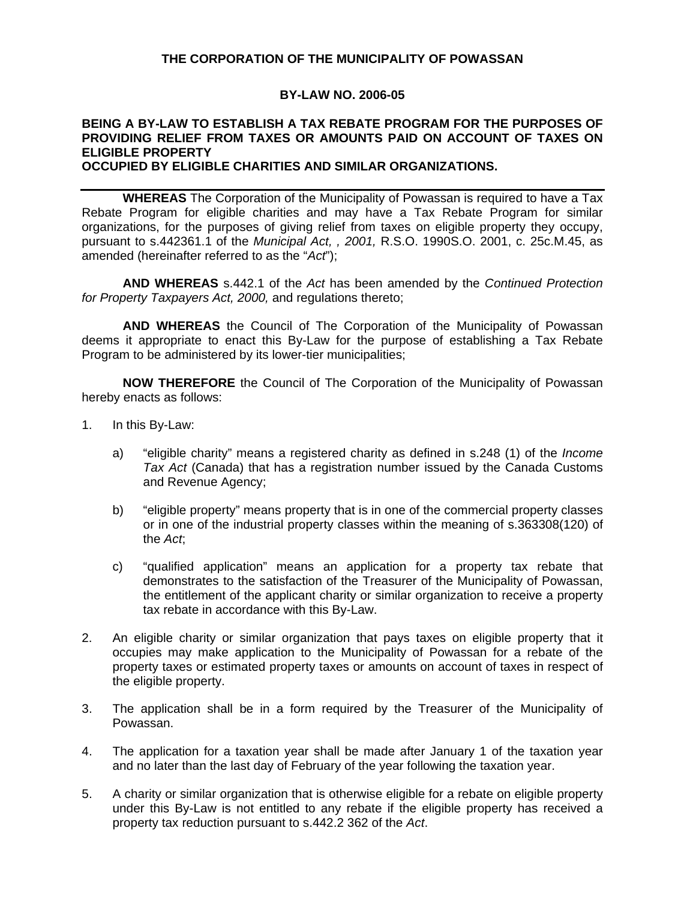**THE CORPORATION OF THE MUNICIPALITY OF POWASSAN**

**BY-LAW NO. 2006-05**

**BEING A BY-LAW TO ESTABLISH A TAX REBATE PROGRAM FOR THE PURPOSES OF PROVIDING RELIEF FROM TAXES OR AMOUNTS PAID ON ACCOUNT OF TAXES ON ELIGIBLE PROPERTY OCCUPIED BY ELIGIBLE CHARITIES AND SIMILAR ORGANIZATIONS.**

---

**WHEREAS** The Corporation of the Municipality of Powassan is required to have a Tax Rebate Program for eligible charities and may have a Tax Rebate Program for similar organizations, for the purposes of giving relief from taxes on eligible property they occupy, pursuant to s.442361.1 of the *Municipal Act, , 2001,* R.S.O. 1990S.O. 2001, c. 25c.M.45, as amended (hereinafter referred to as the "*Act*");

**AND WHEREAS** s.442.1 of the *Act* has been amended by the *Continued Protection for Property Taxpayers Act, 2000,* and regulations thereto;

**AND WHEREAS** the Council of The Corporation of the Municipality of Powassan deems it appropriate to enact this By-Law for the purpose of establishing a Tax Rebate Program to be administered by its lower-tier municipalities;

**NOW THEREFORE** the Council of The Corporation of the Municipality of Powassan hereby enacts as follows:

1. In this By-Law:

   a) "eligible charity" means a registered charity as defined in s.248 (1) of the *Income Tax Act* (Canada) that has a registration number issued by the Canada Customs and Revenue Agency;

   b) "eligible property" means property that is in one of the commercial property classes or in one of the industrial property classes within the meaning of s.363308(120) of the *Act*;

   c) "qualified application" means an application for a property tax rebate that demonstrates to the satisfaction of the Treasurer of the Municipality of Powassan, the entitlement of the applicant charity or similar organization to receive a property tax rebate in accordance with this By-Law.

2. An eligible charity or similar organization that pays taxes on eligible property that it occupies may make application to the Municipality of Powassan for a rebate of the property taxes or estimated property taxes or amounts on account of taxes in respect of the eligible property.

3. The application shall be in a form required by the Treasurer of the Municipality of Powassan.

4. The application for a taxation year shall be made after January 1 of the taxation year and no later than the last day of February of the year following the taxation year.

5. A charity or similar organization that is otherwise eligible for a rebate on eligible property under this By-Law is not entitled to any rebate if the eligible property has received a property tax reduction pursuant to s.442.2 362 of the *Act*.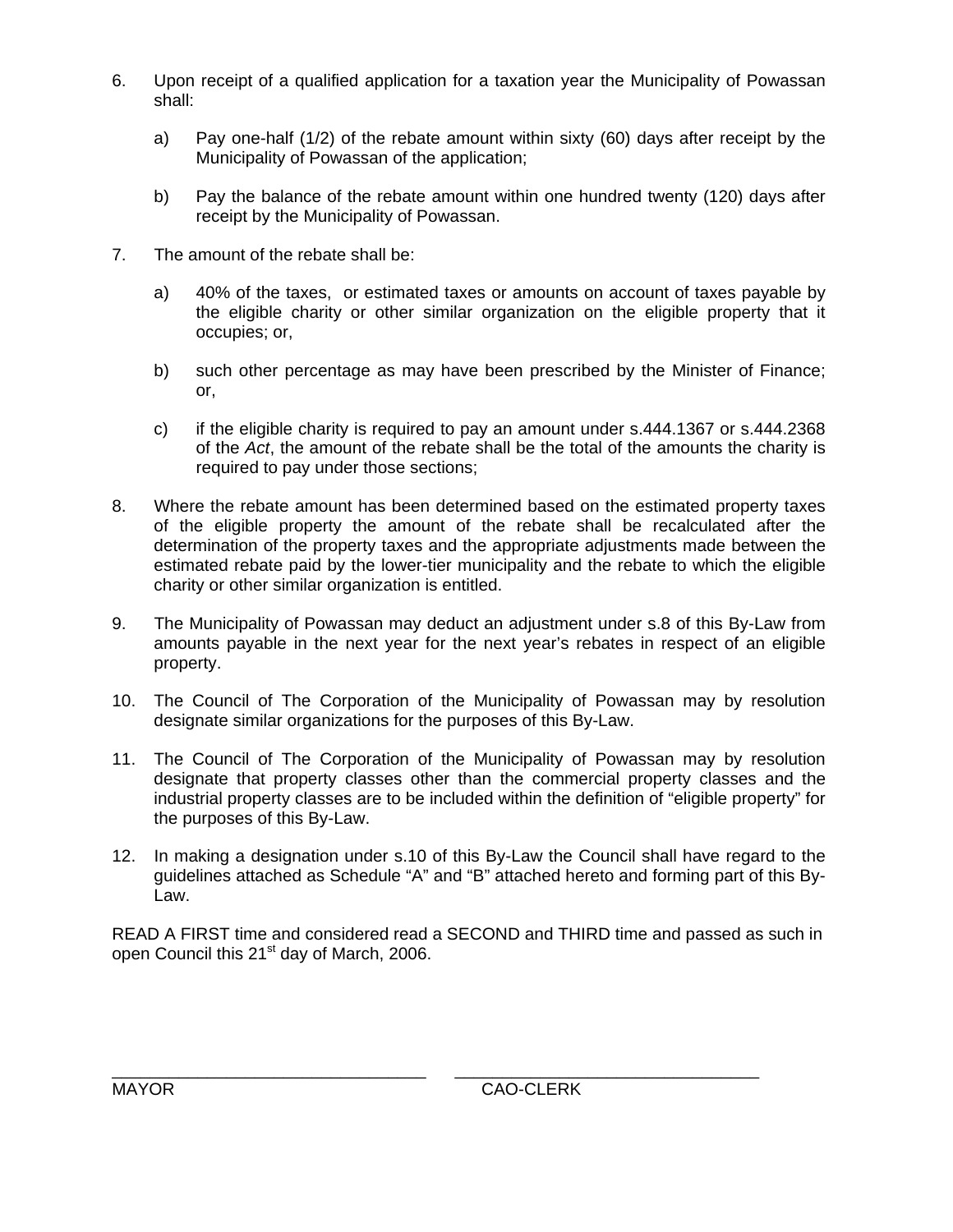6. Upon receipt of a qualified application for a taxation year the Municipality of Powassan shall:

   a) Pay one-half (1/2) of the rebate amount within sixty (60) days after receipt by the Municipality of Powassan of the application;

   b) Pay the balance of the rebate amount within one hundred twenty (120) days after receipt by the Municipality of Powassan.

7. The amount of the rebate shall be:

   a) 40% of the taxes, or estimated taxes or amounts on account of taxes payable by the eligible charity or other similar organization on the eligible property that it occupies; or,

   b) such other percentage as may have been prescribed by the Minister of Finance; or,

   c) if the eligible charity is required to pay an amount under s.444.1367 or s.444.2368 of the *Act*, the amount of the rebate shall be the total of the amounts the charity is required to pay under those sections;

8. Where the rebate amount has been determined based on the estimated property taxes of the eligible property the amount of the rebate shall be recalculated after the determination of the property taxes and the appropriate adjustments made between the estimated rebate paid by the lower-tier municipality and the rebate to which the eligible charity or other similar organization is entitled.

9. The Municipality of Powassan may deduct an adjustment under s.8 of this By-Law from amounts payable in the next year for the next year's rebates in respect of an eligible property.

10. The Council of The Corporation of the Municipality of Powassan may by resolution designate similar organizations for the purposes of this By-Law.

11. The Council of The Corporation of the Municipality of Powassan may by resolution designate that property classes other than the commercial property classes and the industrial property classes are to be included within the definition of "eligible property" for the purposes of this By-Law.

12. In making a designation under s.10 of this By-Law the Council shall have regard to the guidelines attached as Schedule "A" and "B" attached hereto and forming part of this By-Law.

READ A FIRST time and considered read a SECOND and THIRD time and passed as such in open Council this 21st day of March, 2006.

\_\_\_\_\_\_\_\_\_\_\_\_\_\_\_\_\_\_\_\_\_\_\_\_\_\_\_\_\_\_ \_\_\_\_\_\_\_\_\_\_\_\_\_\_\_\_\_\_\_\_\_\_\_\_\_\_\_\_\_\_

MAYOR CAO-CLERK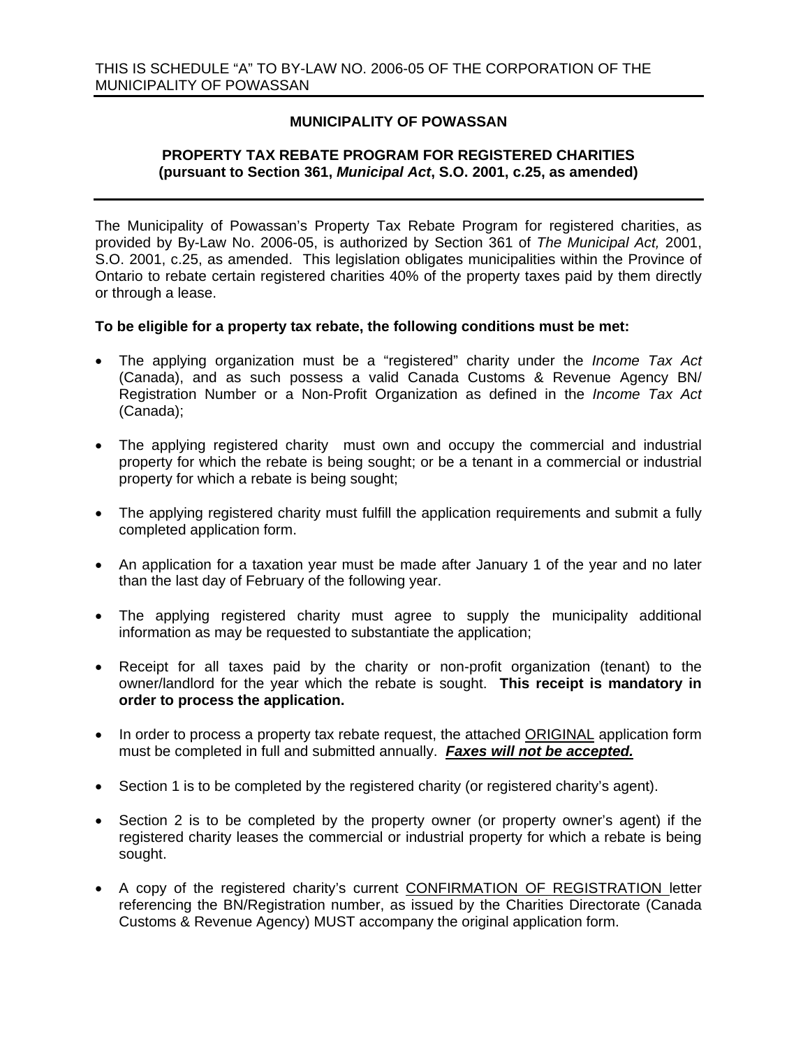THIS IS SCHEDULE "A" TO BY-LAW NO. 2006-05 OF THE CORPORATION OF THE MUNICIPALITY OF POWASSAN

---

**MUNICIPALITY OF POWASSAN**

**PROPERTY TAX REBATE PROGRAM FOR REGISTERED CHARITIES (pursuant to Section 361, *Municipal Act*, S.O. 2001, c.25, as amended)**

---

The Municipality of Powassan's Property Tax Rebate Program for registered charities, as provided by By-Law No. 2006-05, is authorized by Section 361 of *The Municipal Act,* 2001, S.O. 2001, c.25, as amended. This legislation obligates municipalities within the Province of Ontario to rebate certain registered charities 40% of the property taxes paid by them directly or through a lease.

**To be eligible for a property tax rebate, the following conditions must be met:**

- The applying organization must be a "registered" charity under the *Income Tax Act* (Canada), and as such possess a valid Canada Customs & Revenue Agency BN/ Registration Number or a Non-Profit Organization as defined in the *Income Tax Act* (Canada);
- The applying registered charity must own and occupy the commercial and industrial property for which the rebate is being sought; or be a tenant in a commercial or industrial property for which a rebate is being sought;
- The applying registered charity must fulfill the application requirements and submit a fully completed application form.
- An application for a taxation year must be made after January 1 of the year and no later than the last day of February of the following year.
- The applying registered charity must agree to supply the municipality additional information as may be requested to substantiate the application;
- Receipt for all taxes paid by the charity or non-profit organization (tenant) to the owner/landlord for the year which the rebate is sought. **This receipt is mandatory in order to process the application.**
- In order to process a property tax rebate request, the attached ORIGINAL application form must be completed in full and submitted annually. ***Faxes will not be accepted.***
- Section 1 is to be completed by the registered charity (or registered charity's agent).
- Section 2 is to be completed by the property owner (or property owner's agent) if the registered charity leases the commercial or industrial property for which a rebate is being sought.
- A copy of the registered charity's current CONFIRMATION OF REGISTRATION letter referencing the BN/Registration number, as issued by the Charities Directorate (Canada Customs & Revenue Agency) MUST accompany the original application form.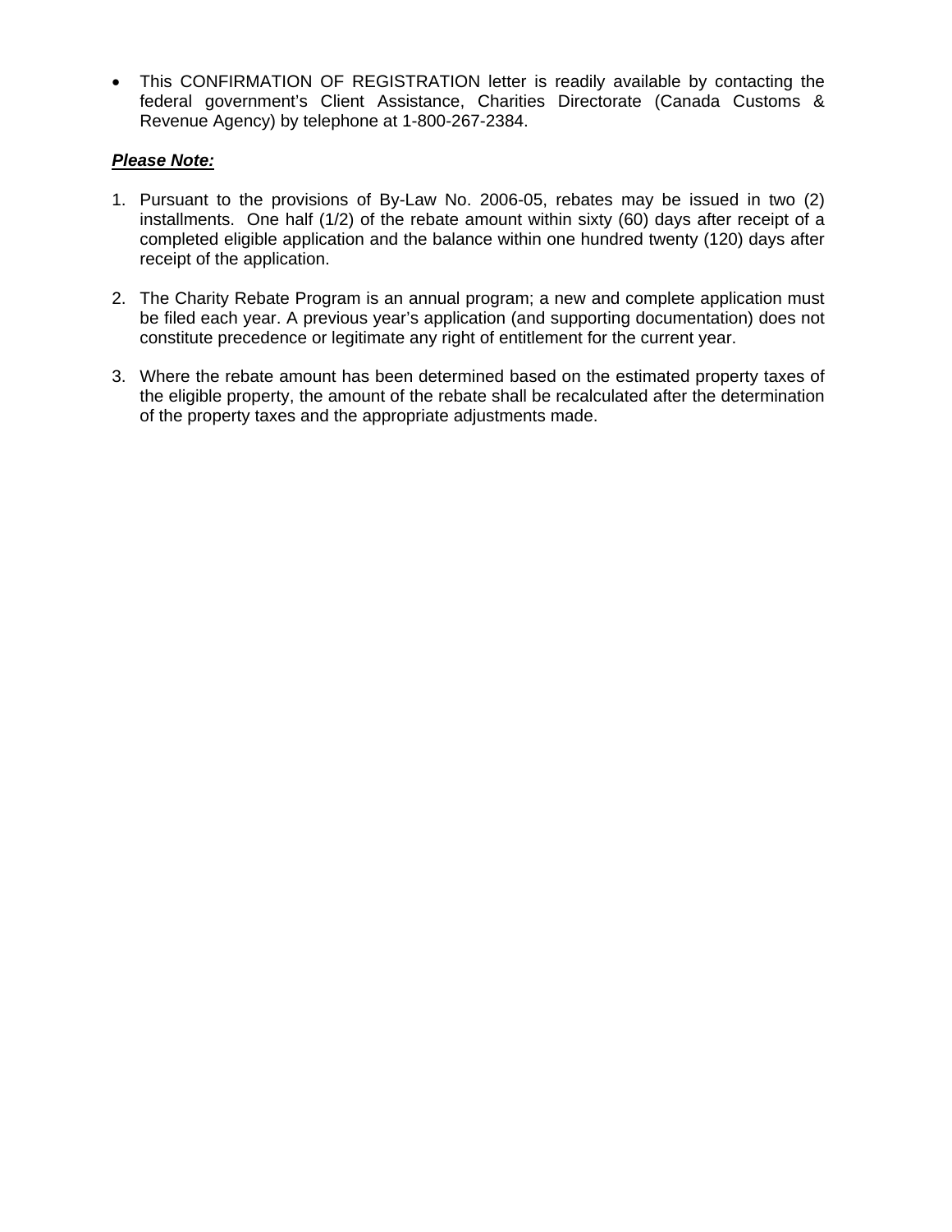- This CONFIRMATION OF REGISTRATION letter is readily available by contacting the federal government's Client Assistance, Charities Directorate (Canada Customs & Revenue Agency) by telephone at 1-800-267-2384.

***Please Note:***

1. Pursuant to the provisions of By-Law No. 2006-05, rebates may be issued in two (2) installments. One half (1/2) of the rebate amount within sixty (60) days after receipt of a completed eligible application and the balance within one hundred twenty (120) days after receipt of the application.

2. The Charity Rebate Program is an annual program; a new and complete application must be filed each year. A previous year's application (and supporting documentation) does not constitute precedence or legitimate any right of entitlement for the current year.

3. Where the rebate amount has been determined based on the estimated property taxes of the eligible property, the amount of the rebate shall be recalculated after the determination of the property taxes and the appropriate adjustments made.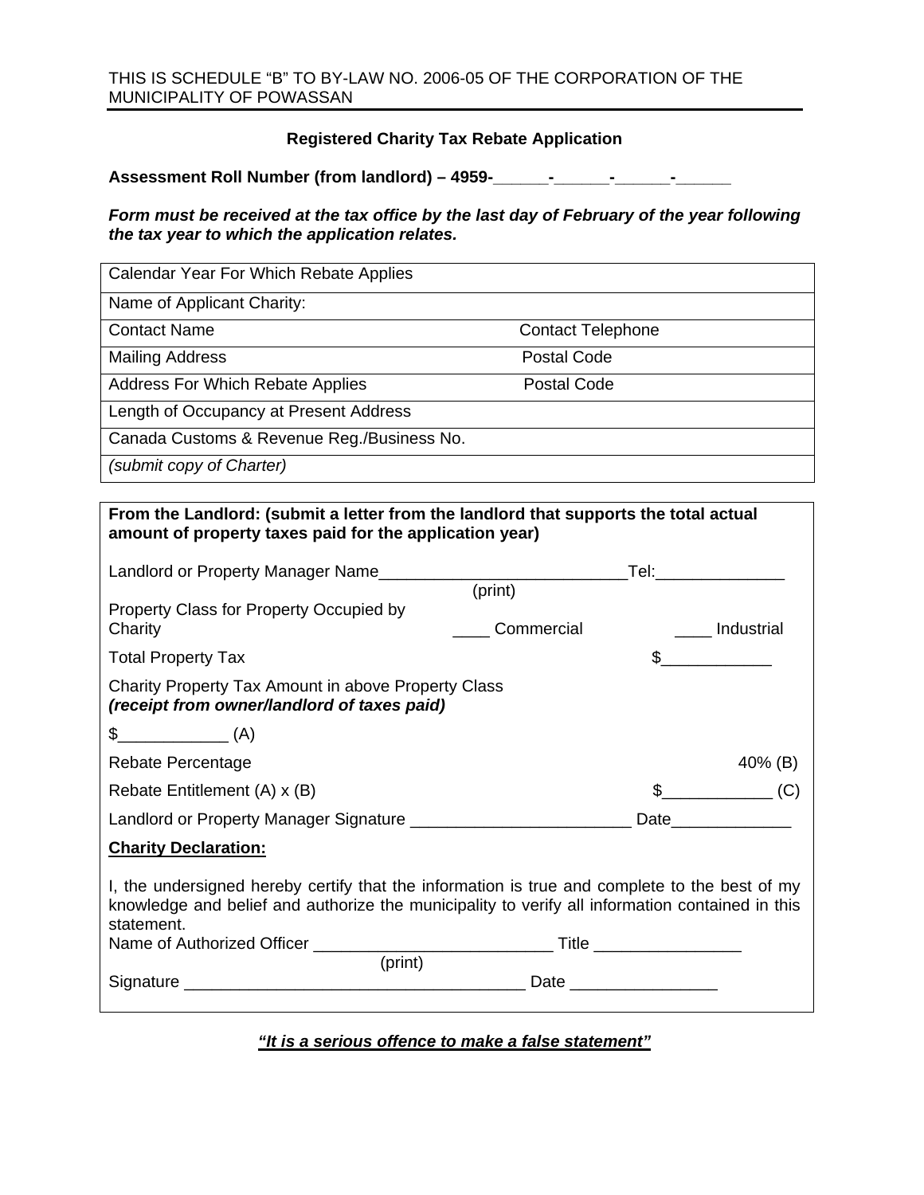THIS IS SCHEDULE "B" TO BY-LAW NO. 2006-05 OF THE CORPORATION OF THE MUNICIPALITY OF POWASSAN

## Registered Charity Tax Rebate Application

**Assessment Roll Number (from landlord) – 4959-\_\_\_\_\_\_-\_\_\_\_\_\_-\_\_\_\_\_\_-\_\_\_\_\_\_**

***Form must be received at the tax office by the last day of February of the year following the tax year to which the application relates.***

| | |
|---|---|
| Calendar Year For Which Rebate Applies | |
| Name of Applicant Charity: | |
| Contact Name | Contact Telephone |
| Mailing Address | Postal Code |
| Address For Which Rebate Applies | Postal Code |
| Length of Occupancy at Present Address | |
| Canada Customs & Revenue Reg./Business No. | |
| *(submit copy of Charter)* | |

**From the Landlord: (submit a letter from the landlord that supports the total actual amount of property taxes paid for the application year)**

Landlord or Property Manager Name\_\_\_\_\_\_\_\_\_\_\_\_\_\_\_\_\_\_\_\_\_\_\_\_\_\_\_Tel:\_\_\_\_\_\_\_\_\_\_\_\_\_\_
(print)

Property Class for Property Occupied by Charity \_\_\_\_ Commercial \_\_\_\_ Industrial

Total Property Tax $\_\_\_\_\_\_\_\_\_\_\_\_

Charity Property Tax Amount in above Property Class
***(receipt from owner/landlord of taxes paid)***

$\_\_\_\_\_\_\_\_\_\_\_\_ (A)

Rebate Percentage 40% (B)

Rebate Entitlement (A) x (B) $\_\_\_\_\_\_\_\_\_\_\_\_ (C)

Landlord or Property Manager Signature \_\_\_\_\_\_\_\_\_\_\_\_\_\_\_\_\_\_\_\_\_\_\_\_ Date\_\_\_\_\_\_\_\_\_\_\_\_\_

**<u>Charity Declaration:</u>**

I, the undersigned hereby certify that the information is true and complete to the best of my knowledge and belief and authorize the municipality to verify all information contained in this statement.

Name of Authorized Officer \_\_\_\_\_\_\_\_\_\_\_\_\_\_\_\_\_\_\_\_\_\_\_\_\_\_ Title \_\_\_\_\_\_\_\_\_\_\_\_\_\_\_\_
(print)

Signature \_\_\_\_\_\_\_\_\_\_\_\_\_\_\_\_\_\_\_\_\_\_\_\_\_\_\_\_\_\_\_\_\_\_\_\_\_ Date \_\_\_\_\_\_\_\_\_\_\_\_\_\_\_\_

***<u>"It is a serious offence to make a false statement"</u>***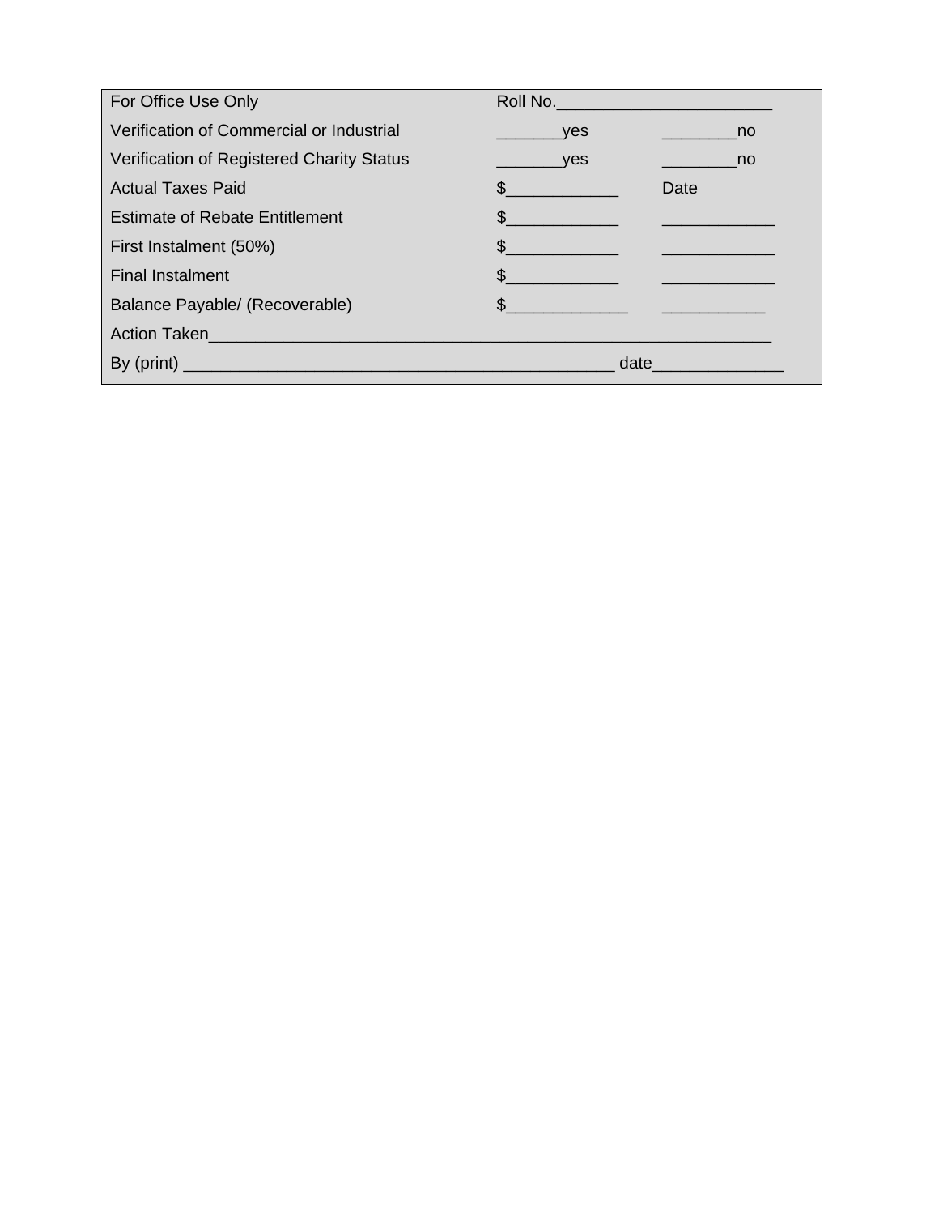| | | |
|---|---|---|
| For Office Use Only | Roll No.______________________ | |
| Verification of Commercial or Industrial | _______yes | ________no |
| Verification of Registered Charity Status | _______yes | ________no |
| Actual Taxes Paid | $____________ | Date |
| Estimate of Rebate Entitlement | $____________ | ____________ |
| First Instalment (50%) | $____________ | ____________ |
| Final Instalment | $____________ | ____________ |
| Balance Payable/ (Recoverable) | $_____________ | ___________ |

Action Taken_____________________________________________________________

By (print) ______________________________________________ date_____________